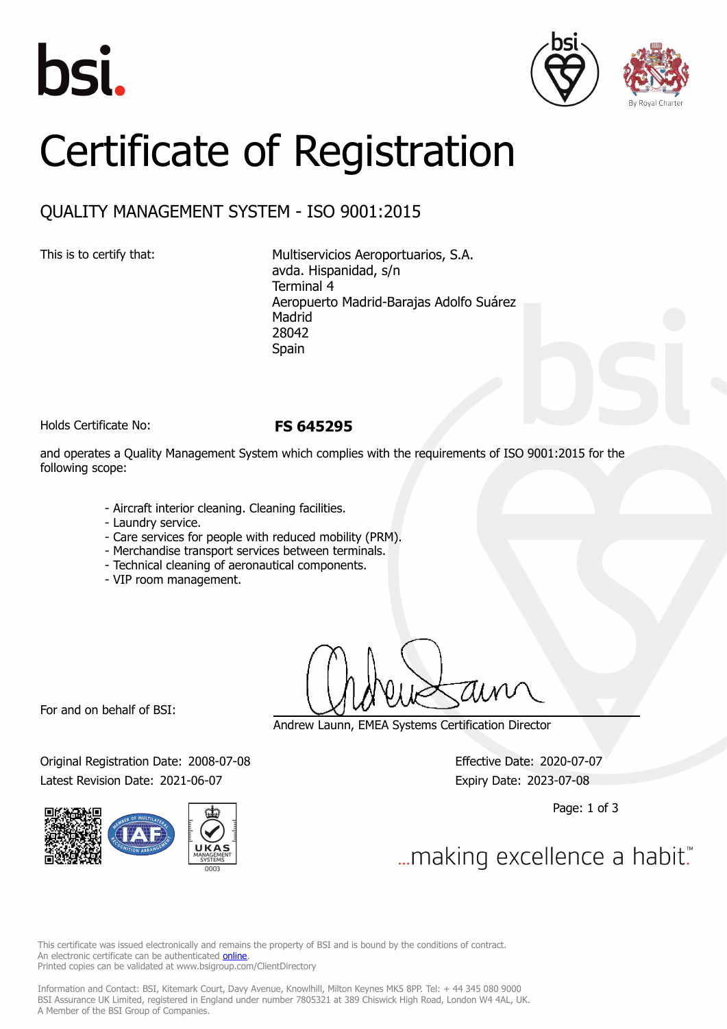# Certificate of Registration

## QUALITY MANAGEMENT SYSTEM - ISO 9001:2015

This is to certify that:

Multiservicios Aeroportuarios, S.A.
avda. Hispanidad, s/n
Terminal 4
Aeropuerto Madrid-Barajas Adolfo Suárez
Madrid
28042
Spain

Holds Certificate No: **FS 645295**

and operates a Quality Management System which complies with the requirements of ISO 9001:2015 for the following scope:

- Aircraft interior cleaning. Cleaning facilities.
- Laundry service.
- Care services for people with reduced mobility (PRM).
- Merchandise transport services between terminals.
- Technical cleaning of aeronautical components.
- VIP room management.

For and on behalf of BSI:

Andrew Launn, EMEA Systems Certification Director

Original Registration Date: 2008-07-08
Latest Revision Date: 2021-06-07

Effective Date: 2020-07-07
Expiry Date: 2023-07-08

...making excellence a habit.™

This certificate was issued electronically and remains the property of BSI and is bound by the conditions of contract.
An electronic certificate can be authenticated online.
Printed copies can be validated at www.bsigroup.com/ClientDirectory

Information and Contact: BSI, Kitemark Court, Davy Avenue, Knowlhill, Milton Keynes MK5 8PP. Tel: + 44 345 080 9000
BSI Assurance UK Limited, registered in England under number 7805321 at 389 Chiswick High Road, London W4 4AL, UK.
A Member of the BSI Group of Companies.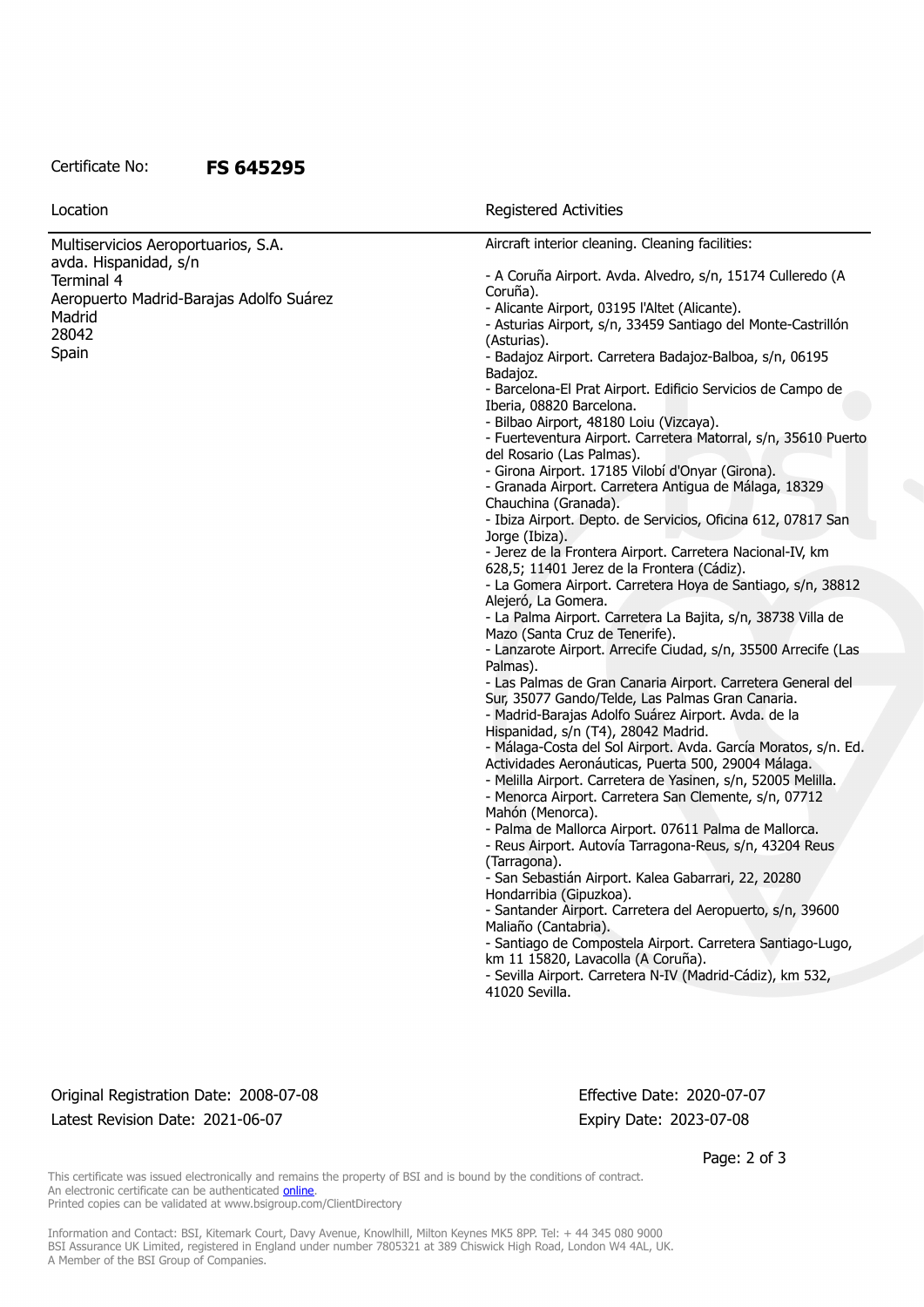Certificate No: **FS 645295**

| Location | Registered Activities |
| --- | --- |
| Multiservicios Aeroportuarios, S.A.<br>avda. Hispanidad, s/n<br>Terminal 4<br>Aeropuerto Madrid-Barajas Adolfo Suárez<br>Madrid<br>28042<br>Spain | Aircraft interior cleaning. Cleaning facilities:<br><br>- A Coruña Airport. Avda. Alvedro, s/n, 15174 Culleredo (A Coruña).<br>- Alicante Airport, 03195 l'Altet (Alicante).<br>- Asturias Airport, s/n, 33459 Santiago del Monte-Castrillón (Asturias).<br>- Badajoz Airport. Carretera Badajoz-Balboa, s/n, 06195 Badajoz.<br>- Barcelona-El Prat Airport. Edificio Servicios de Campo de Iberia, 08820 Barcelona.<br>- Bilbao Airport, 48180 Loiu (Vizcaya).<br>- Fuerteventura Airport. Carretera Matorral, s/n, 35610 Puerto del Rosario (Las Palmas).<br>- Girona Airport. 17185 Vilobí d'Onyar (Girona).<br>- Granada Airport. Carretera Antigua de Málaga, 18329 Chauchina (Granada).<br>- Ibiza Airport. Depto. de Servicios, Oficina 612, 07817 San Jorge (Ibiza).<br>- Jerez de la Frontera Airport. Carretera Nacional-IV, km 628,5; 11401 Jerez de la Frontera (Cádiz).<br>- La Gomera Airport. Carretera Hoya de Santiago, s/n, 38812 Alejeró, La Gomera.<br>- La Palma Airport. Carretera La Bajita, s/n, 38738 Villa de Mazo (Santa Cruz de Tenerife).<br>- Lanzarote Airport. Arrecife Ciudad, s/n, 35500 Arrecife (Las Palmas).<br>- Las Palmas de Gran Canaria Airport. Carretera General del Sur, 35077 Gando/Telde, Las Palmas Gran Canaria.<br>- Madrid-Barajas Adolfo Suárez Airport. Avda. de la Hispanidad, s/n (T4), 28042 Madrid.<br>- Málaga-Costa del Sol Airport. Avda. García Moratos, s/n. Ed. Actividades Aeronáuticas, Puerta 500, 29004 Málaga.<br>- Melilla Airport. Carretera de Yasinen, s/n, 52005 Melilla.<br>- Menorca Airport. Carretera San Clemente, s/n, 07712 Mahón (Menorca).<br>- Palma de Mallorca Airport. 07611 Palma de Mallorca.<br>- Reus Airport. Autovía Tarragona-Reus, s/n, 43204 Reus (Tarragona).<br>- San Sebastián Airport. Kalea Gabarrari, 22, 20280 Hondarribia (Gipuzkoa).<br>- Santander Airport. Carretera del Aeropuerto, s/n, 39600 Maliaño (Cantabria).<br>- Santiago de Compostela Airport. Carretera Santiago-Lugo, km 11 15820, Lavacolla (A Coruña).<br>- Sevilla Airport. Carretera N-IV (Madrid-Cádiz), km 532, 41020 Sevilla. |

Original Registration Date: 2008-07-08
Latest Revision Date: 2021-06-07

Effective Date: 2020-07-07
Expiry Date: 2023-07-08

This certificate was issued electronically and remains the property of BSI and is bound by the conditions of contract.
An electronic certificate can be authenticated online.
Printed copies can be validated at www.bsigroup.com/ClientDirectory

Information and Contact: BSI, Kitemark Court, Davy Avenue, Knowlhill, Milton Keynes MK5 8PP. Tel: + 44 345 080 9000
BSI Assurance UK Limited, registered in England under number 7805321 at 389 Chiswick High Road, London W4 4AL, UK.
A Member of the BSI Group of Companies.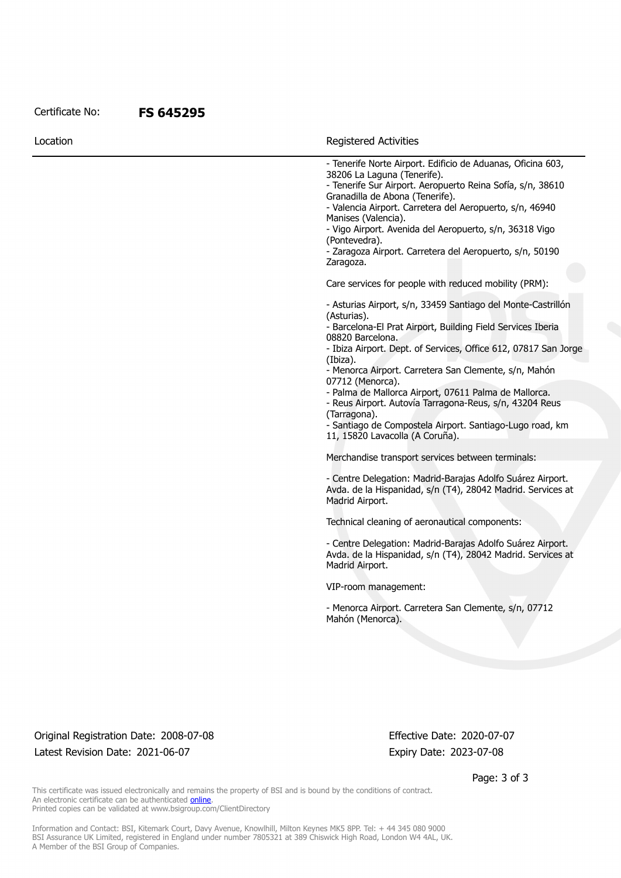Certificate No: **FS 645295**

| Location | Registered Activities |
| --- | --- |
| | - Tenerife Norte Airport. Edificio de Aduanas, Oficina 603, 38206 La Laguna (Tenerife).<br>- Tenerife Sur Airport. Aeropuerto Reina Sofía, s/n, 38610 Granadilla de Abona (Tenerife).<br>- Valencia Airport. Carretera del Aeropuerto, s/n, 46940 Manises (Valencia).<br>- Vigo Airport. Avenida del Aeropuerto, s/n, 36318 Vigo (Pontevedra).<br>- Zaragoza Airport. Carretera del Aeropuerto, s/n, 50190 Zaragoza.<br><br>Care services for people with reduced mobility (PRM):<br><br>- Asturias Airport, s/n, 33459 Santiago del Monte-Castrillón (Asturias).<br>- Barcelona-El Prat Airport, Building Field Services Iberia 08820 Barcelona.<br>- Ibiza Airport. Dept. of Services, Office 612, 07817 San Jorge (Ibiza).<br>- Menorca Airport. Carretera San Clemente, s/n, Mahón 07712 (Menorca).<br>- Palma de Mallorca Airport, 07611 Palma de Mallorca.<br>- Reus Airport. Autovía Tarragona-Reus, s/n, 43204 Reus (Tarragona).<br>- Santiago de Compostela Airport. Santiago-Lugo road, km 11, 15820 Lavacolla (A Coruña).<br><br>Merchandise transport services between terminals:<br><br>- Centre Delegation: Madrid-Barajas Adolfo Suárez Airport. Avda. de la Hispanidad, s/n (T4), 28042 Madrid. Services at Madrid Airport.<br><br>Technical cleaning of aeronautical components:<br><br>- Centre Delegation: Madrid-Barajas Adolfo Suárez Airport. Avda. de la Hispanidad, s/n (T4), 28042 Madrid. Services at Madrid Airport.<br><br>VIP-room management:<br><br>- Menorca Airport. Carretera San Clemente, s/n, 07712 Mahón (Menorca). |

Original Registration Date: 2008-07-08

Latest Revision Date: 2021-06-07

Effective Date: 2020-07-07

Expiry Date: 2023-07-08

This certificate was issued electronically and remains the property of BSI and is bound by the conditions of contract.
An electronic certificate can be authenticated online.
Printed copies can be validated at www.bsigroup.com/ClientDirectory

Information and Contact: BSI, Kitemark Court, Davy Avenue, Knowlhill, Milton Keynes MK5 8PP. Tel: + 44 345 080 9000
BSI Assurance UK Limited, registered in England under number 7805321 at 389 Chiswick High Road, London W4 4AL, UK.
A Member of the BSI Group of Companies.